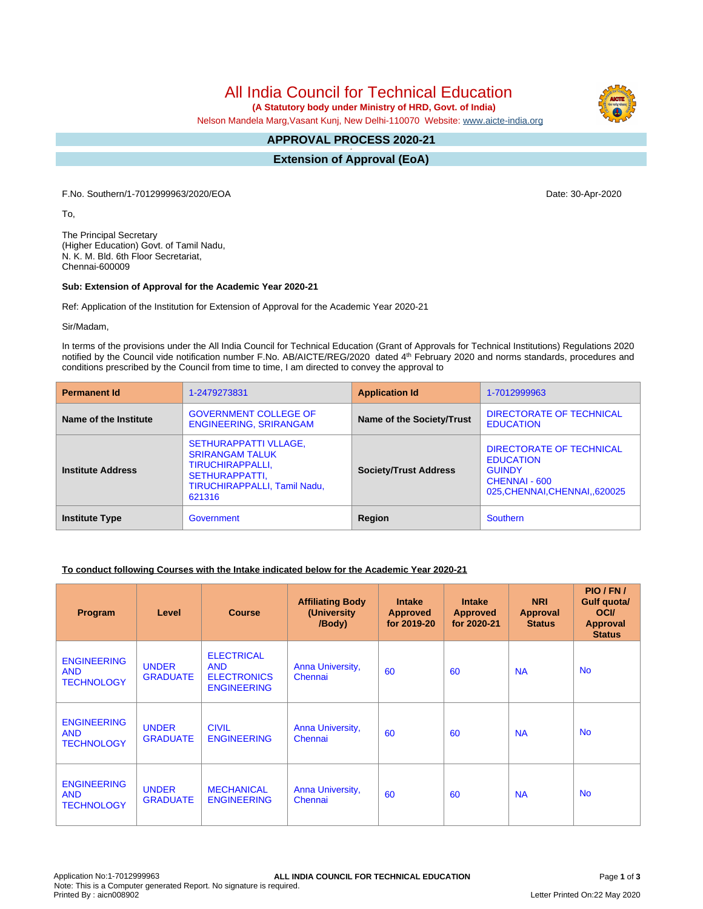# All India Council for Technical Education

**(A Statutory body under Ministry of HRD, Govt. of India)**

Nelson Mandela Marg,Vasant Kunj, New Delhi-110070 Website: www.aicte-india.org

## APPROVAL PROCESS 2020-21

## Extension of Approval (EoA)

F.No. Southern/1-7012999963/2020/EOA

Date: 30-Apr-2020

To,

The Principal Secretary
(Higher Education) Govt. of Tamil Nadu,
N. K. M. Bld. 6th Floor Secretariat,
Chennai-600009

**Sub: Extension of Approval for the Academic Year 2020-21**

Ref: Application of the Institution for Extension of Approval for the Academic Year 2020-21

Sir/Madam,

In terms of the provisions under the All India Council for Technical Education (Grant of Approvals for Technical Institutions) Regulations 2020 notified by the Council vide notification number F.No. AB/AICTE/REG/2020 dated 4th February 2020 and norms standards, procedures and conditions prescribed by the Council from time to time, I am directed to convey the approval to

| **Permanent Id** | 1-2479273831 | **Application Id** | 1-7012999963 |
|---|---|---|---|
| **Name of the Institute** | GOVERNMENT COLLEGE OF ENGINEERING, SRIRANGAM | **Name of the Society/Trust** | DIRECTORATE OF TECHNICAL EDUCATION |
| **Institute Address** | SETHURAPPATTI VLLAGE, SRIRANGAM TALUK TIRUCHIRAPPALLI, SETHURAPPATTI, TIRUCHIRAPPALLI, Tamil Nadu, 621316 | **Society/Trust Address** | DIRECTORATE OF TECHNICAL EDUCATION GUINDY CHENNAI - 600 025,CHENNAI,CHENNAI,,620025 |
| **Institute Type** | Government | **Region** | Southern |

**To conduct following Courses with the Intake indicated below for the Academic Year 2020-21**

| Program | Level | Course | Affiliating Body (University /Body) | Intake Approved for 2019-20 | Intake Approved for 2020-21 | NRI Approval Status | PIO / FN / Gulf quota/ OCI/ Approval Status |
|---|---|---|---|---|---|---|---|
| ENGINEERING AND TECHNOLOGY | UNDER GRADUATE | ELECTRICAL AND ELECTRONICS ENGINEERING | Anna University, Chennai | 60 | 60 | NA | No |
| ENGINEERING AND TECHNOLOGY | UNDER GRADUATE | CIVIL ENGINEERING | Anna University, Chennai | 60 | 60 | NA | No |
| ENGINEERING AND TECHNOLOGY | UNDER GRADUATE | MECHANICAL ENGINEERING | Anna University, Chennai | 60 | 60 | NA | No |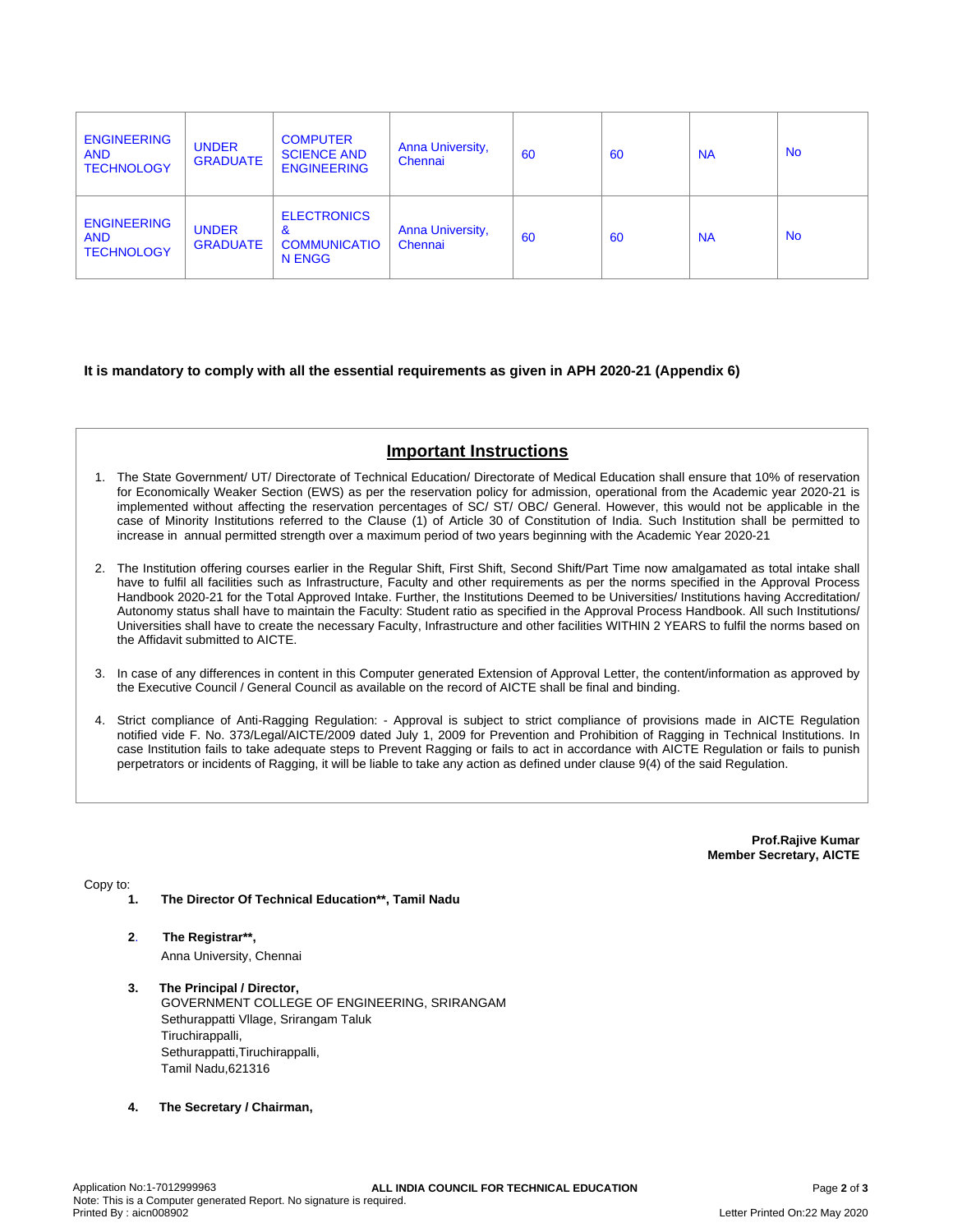| | | | | | | | |
|---|---|---|---|---|---|---|---|
| ENGINEERING AND TECHNOLOGY | UNDER GRADUATE | COMPUTER SCIENCE AND ENGINEERING | Anna University, Chennai | 60 | 60 | NA | No |
| ENGINEERING AND TECHNOLOGY | UNDER GRADUATE | ELECTRONICS & COMMUNICATION ENGG | Anna University, Chennai | 60 | 60 | NA | No |

**It is mandatory to comply with all the essential requirements as given in APH 2020-21 (Appendix 6)**

## Important Instructions

1. The State Government/ UT/ Directorate of Technical Education/ Directorate of Medical Education shall ensure that 10% of reservation for Economically Weaker Section (EWS) as per the reservation policy for admission, operational from the Academic year 2020-21 is implemented without affecting the reservation percentages of SC/ ST/ OBC/ General. However, this would not be applicable in the case of Minority Institutions referred to the Clause (1) of Article 30 of Constitution of India. Such Institution shall be permitted to increase in annual permitted strength over a maximum period of two years beginning with the Academic Year 2020-21
2. The Institution offering courses earlier in the Regular Shift, First Shift, Second Shift/Part Time now amalgamated as total intake shall have to fulfil all facilities such as Infrastructure, Faculty and other requirements as per the norms specified in the Approval Process Handbook 2020-21 for the Total Approved Intake. Further, the Institutions Deemed to be Universities/ Institutions having Accreditation/ Autonomy status shall have to maintain the Faculty: Student ratio as specified in the Approval Process Handbook. All such Institutions/ Universities shall have to create the necessary Faculty, Infrastructure and other facilities WITHIN 2 YEARS to fulfil the norms based on the Affidavit submitted to AICTE.
3. In case of any differences in content in this Computer generated Extension of Approval Letter, the content/information as approved by the Executive Council / General Council as available on the record of AICTE shall be final and binding.
4. Strict compliance of Anti-Ragging Regulation: - Approval is subject to strict compliance of provisions made in AICTE Regulation notified vide F. No. 373/Legal/AICTE/2009 dated July 1, 2009 for Prevention and Prohibition of Ragging in Technical Institutions. In case Institution fails to take adequate steps to Prevent Ragging or fails to act in accordance with AICTE Regulation or fails to punish perpetrators or incidents of Ragging, it will be liable to take any action as defined under clause 9(4) of the said Regulation.

**Prof.Rajive Kumar**
**Member Secretary, AICTE**

Copy to:

1. **The Director Of Technical Education\*\*, Tamil Nadu**

2. **The Registrar\*\*,**
   Anna University, Chennai

3. **The Principal / Director,**
   GOVERNMENT COLLEGE OF ENGINEERING, SRIRANGAM
   Sethurappatti VIlage, Srirangam Taluk
   Tiruchirappalli,
   Sethurappatti,Tiruchirappalli,
   Tamil Nadu,621316

4. **The Secretary / Chairman,**

Application No:1-7012999963
Note: This is a Computer generated Report. No signature is required.
Printed By : aicn008902
Letter Printed On:22 May 2020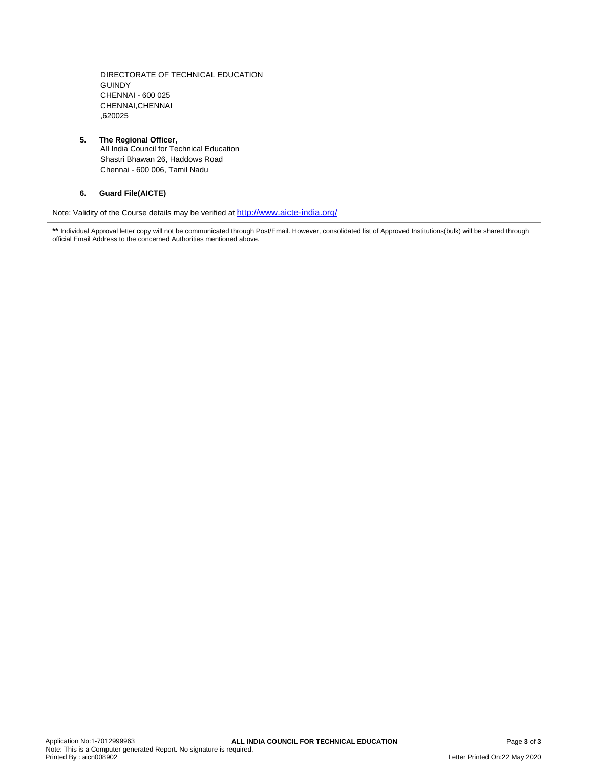DIRECTORATE OF TECHNICAL EDUCATION
GUINDY
CHENNAI - 600 025
CHENNAI,CHENNAI
,620025

5. **The Regional Officer,**
   All India Council for Technical Education
   Shastri Bhawan 26, Haddows Road
   Chennai - 600 006, Tamil Nadu

6. **Guard File(AICTE)**

Note: Validity of the Course details may be verified at http://www.aicte-india.org/

---

**\*\*** Individual Approval letter copy will not be communicated through Post/Email. However, consolidated list of Approved Institutions(bulk) will be shared through official Email Address to the concerned Authorities mentioned above.

Application No:1-7012999963
Note: This is a Computer generated Report. No signature is required.
Printed By : aicn008902

**ALL INDIA COUNCIL FOR TECHNICAL EDUCATION**

Letter Printed On:22 May 2020